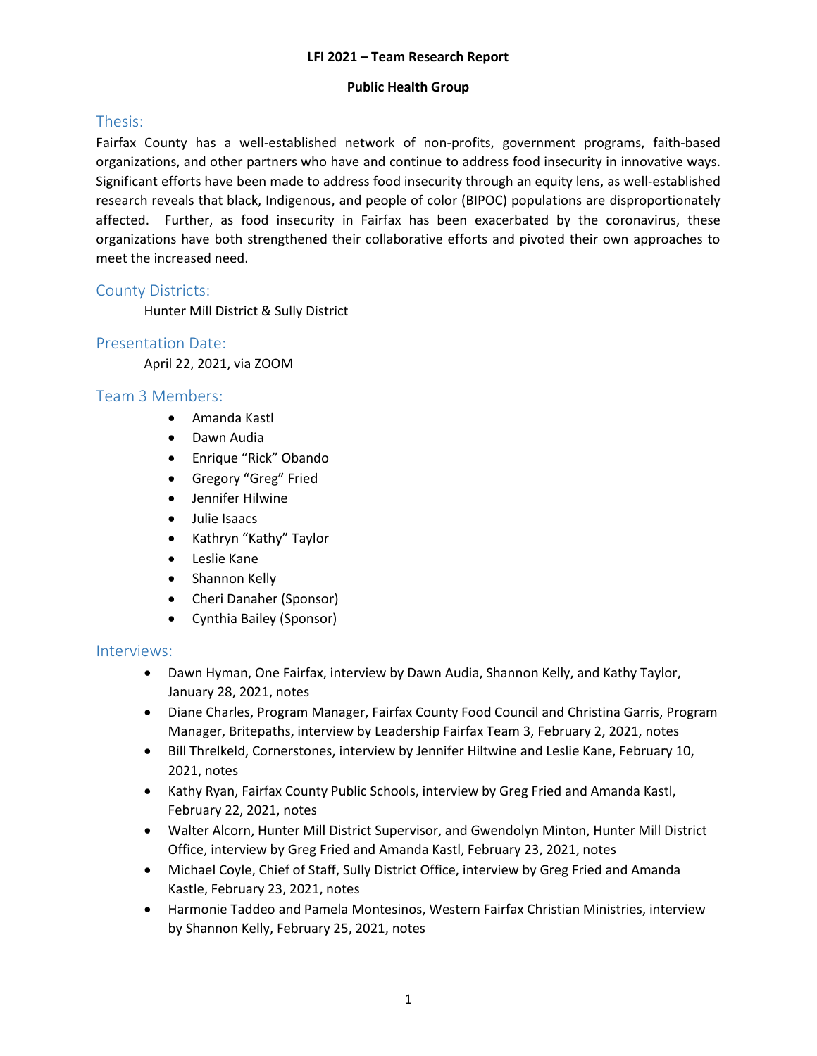**LFI 2021 – Team Research Report**

**Public Health Group**

## Thesis:

Fairfax County has a well-established network of non-profits, government programs, faith-based organizations, and other partners who have and continue to address food insecurity in innovative ways. Significant efforts have been made to address food insecurity through an equity lens, as well-established research reveals that black, Indigenous, and people of color (BIPOC) populations are disproportionately affected. Further, as food insecurity in Fairfax has been exacerbated by the coronavirus, these organizations have both strengthened their collaborative efforts and pivoted their own approaches to meet the increased need.

## County Districts:

Hunter Mill District & Sully District

## Presentation Date:

April 22, 2021, via ZOOM

## Team 3 Members:

- Amanda Kastl
- Dawn Audia
- Enrique "Rick" Obando
- Gregory "Greg" Fried
- Jennifer Hilwine
- Julie Isaacs
- Kathryn "Kathy" Taylor
- Leslie Kane
- Shannon Kelly
- Cheri Danaher (Sponsor)
- Cynthia Bailey (Sponsor)

## Interviews:

- Dawn Hyman, One Fairfax, interview by Dawn Audia, Shannon Kelly, and Kathy Taylor, January 28, 2021, notes
- Diane Charles, Program Manager, Fairfax County Food Council and Christina Garris, Program Manager, Britepaths, interview by Leadership Fairfax Team 3, February 2, 2021, notes
- Bill Threlkeld, Cornerstones, interview by Jennifer Hiltwine and Leslie Kane, February 10, 2021, notes
- Kathy Ryan, Fairfax County Public Schools, interview by Greg Fried and Amanda Kastl, February 22, 2021, notes
- Walter Alcorn, Hunter Mill District Supervisor, and Gwendolyn Minton, Hunter Mill District Office, interview by Greg Fried and Amanda Kastl, February 23, 2021, notes
- Michael Coyle, Chief of Staff, Sully District Office, interview by Greg Fried and Amanda Kastle, February 23, 2021, notes
- Harmonie Taddeo and Pamela Montesinos, Western Fairfax Christian Ministries, interview by Shannon Kelly, February 25, 2021, notes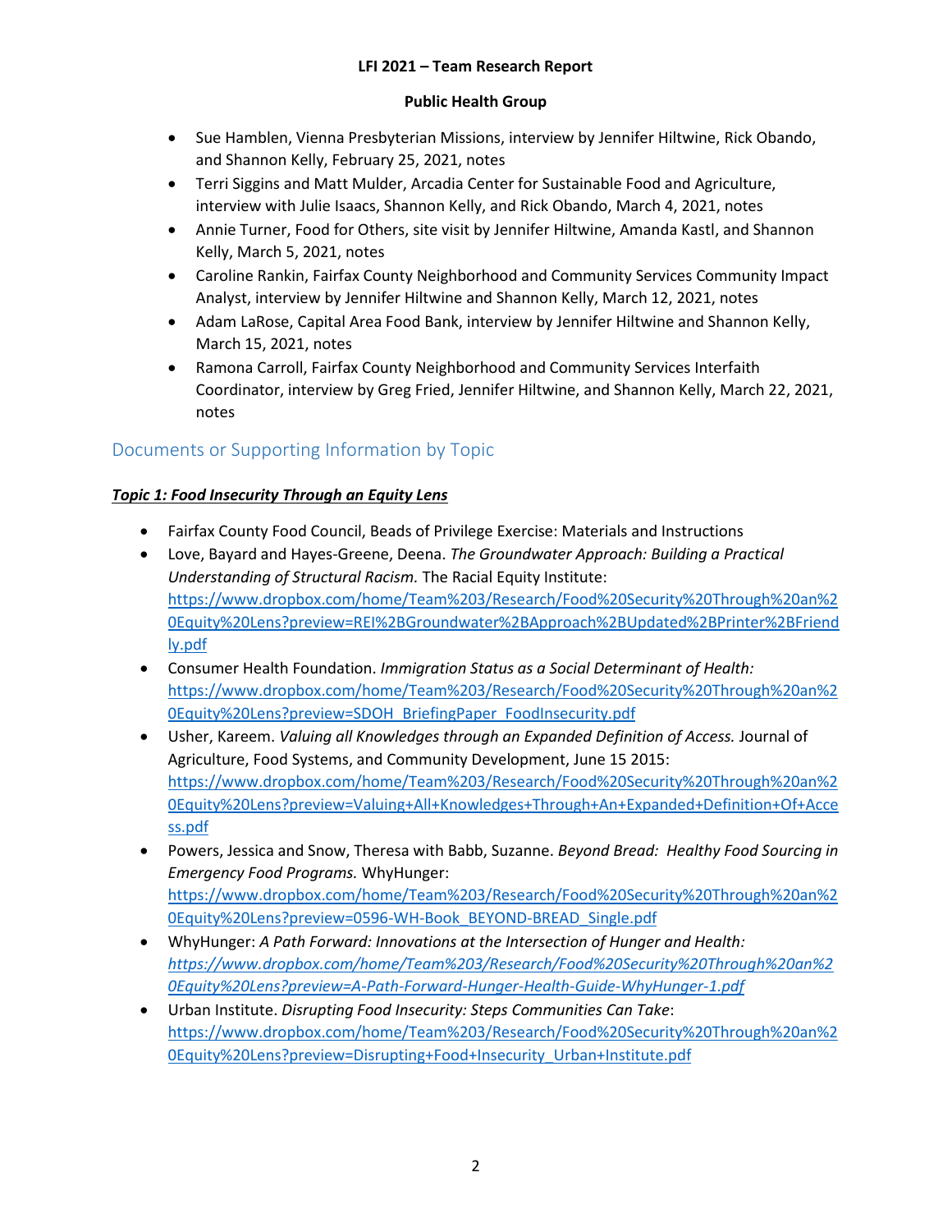- Sue Hamblen, Vienna Presbyterian Missions, interview by Jennifer Hiltwine, Rick Obando, and Shannon Kelly, February 25, 2021, notes
- Terri Siggins and Matt Mulder, Arcadia Center for Sustainable Food and Agriculture, interview with Julie Isaacs, Shannon Kelly, and Rick Obando, March 4, 2021, notes
- Annie Turner, Food for Others, site visit by Jennifer Hiltwine, Amanda Kastl, and Shannon Kelly, March 5, 2021, notes
- Caroline Rankin, Fairfax County Neighborhood and Community Services Community Impact Analyst, interview by Jennifer Hiltwine and Shannon Kelly, March 12, 2021, notes
- Adam LaRose, Capital Area Food Bank, interview by Jennifer Hiltwine and Shannon Kelly, March 15, 2021, notes
- Ramona Carroll, Fairfax County Neighborhood and Community Services Interfaith Coordinator, interview by Greg Fried, Jennifer Hiltwine, and Shannon Kelly, March 22, 2021, notes

## Documents or Supporting Information by Topic

***Topic 1: Food Insecurity Through an Equity Lens***

- Fairfax County Food Council, Beads of Privilege Exercise: Materials and Instructions
- Love, Bayard and Hayes-Greene, Deena. *The Groundwater Approach: Building a Practical Understanding of Structural Racism.* The Racial Equity Institute: https://www.dropbox.com/home/Team%203/Research/Food%20Security%20Through%20an%20Equity%20Lens?preview=REI%2BGroundwater%2BApproach%2BUpdated%2BPrinter%2BFriendly.pdf
- Consumer Health Foundation. *Immigration Status as a Social Determinant of Health:* https://www.dropbox.com/home/Team%203/Research/Food%20Security%20Through%20an%20Equity%20Lens?preview=SDOH_BriefingPaper_FoodInsecurity.pdf
- Usher, Kareem. *Valuing all Knowledges through an Expanded Definition of Access.* Journal of Agriculture, Food Systems, and Community Development, June 15 2015: https://www.dropbox.com/home/Team%203/Research/Food%20Security%20Through%20an%20Equity%20Lens?preview=Valuing+All+Knowledges+Through+An+Expanded+Definition+Of+Access.pdf
- Powers, Jessica and Snow, Theresa with Babb, Suzanne. *Beyond Bread: Healthy Food Sourcing in Emergency Food Programs.* WhyHunger: https://www.dropbox.com/home/Team%203/Research/Food%20Security%20Through%20an%20Equity%20Lens?preview=0596-WH-Book_BEYOND-BREAD_Single.pdf
- WhyHunger: *A Path Forward: Innovations at the Intersection of Hunger and Health:* *https://www.dropbox.com/home/Team%203/Research/Food%20Security%20Through%20an%20Equity%20Lens?preview=A-Path-Forward-Hunger-Health-Guide-WhyHunger-1.pdf*
- Urban Institute. *Disrupting Food Insecurity: Steps Communities Can Take*: https://www.dropbox.com/home/Team%203/Research/Food%20Security%20Through%20an%20Equity%20Lens?preview=Disrupting+Food+Insecurity_Urban+Institute.pdf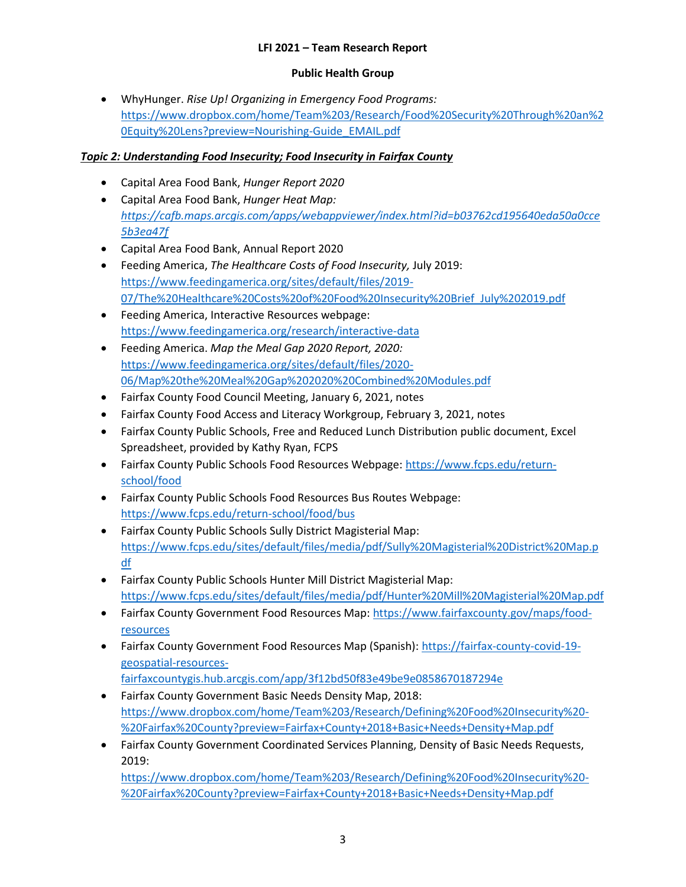- WhyHunger. *Rise Up! Organizing in Emergency Food Programs:* https://www.dropbox.com/home/Team%203/Research/Food%20Security%20Through%20an%20Equity%20Lens?preview=Nourishing-Guide_EMAIL.pdf

***Topic 2: Understanding Food Insecurity; Food Insecurity in Fairfax County***

- Capital Area Food Bank, *Hunger Report 2020*
- Capital Area Food Bank, *Hunger Heat Map: https://cafb.maps.arcgis.com/apps/webappviewer/index.html?id=b03762cd195640eda50a0cce5b3ea47f*
- Capital Area Food Bank, Annual Report 2020
- Feeding America, *The Healthcare Costs of Food Insecurity,* July 2019: https://www.feedingamerica.org/sites/default/files/2019-07/The%20Healthcare%20Costs%20of%20Food%20Insecurity%20Brief_July%202019.pdf
- Feeding America, Interactive Resources webpage: https://www.feedingamerica.org/research/interactive-data
- Feeding America. *Map the Meal Gap 2020 Report, 2020:* https://www.feedingamerica.org/sites/default/files/2020-06/Map%20the%20Meal%20Gap%202020%20Combined%20Modules.pdf
- Fairfax County Food Council Meeting, January 6, 2021, notes
- Fairfax County Food Access and Literacy Workgroup, February 3, 2021, notes
- Fairfax County Public Schools, Free and Reduced Lunch Distribution public document, Excel Spreadsheet, provided by Kathy Ryan, FCPS
- Fairfax County Public Schools Food Resources Webpage: https://www.fcps.edu/return-school/food
- Fairfax County Public Schools Food Resources Bus Routes Webpage: https://www.fcps.edu/return-school/food/bus
- Fairfax County Public Schools Sully District Magisterial Map: https://www.fcps.edu/sites/default/files/media/pdf/Sully%20Magisterial%20District%20Map.pdf
- Fairfax County Public Schools Hunter Mill District Magisterial Map: https://www.fcps.edu/sites/default/files/media/pdf/Hunter%20Mill%20Magisterial%20Map.pdf
- Fairfax County Government Food Resources Map: https://www.fairfaxcounty.gov/maps/food-resources
- Fairfax County Government Food Resources Map (Spanish): https://fairfax-county-covid-19-geospatial-resources-fairfaxcountygis.hub.arcgis.com/app/3f12bd50f83e49be9e0858670187294e
- Fairfax County Government Basic Needs Density Map, 2018: https://www.dropbox.com/home/Team%203/Research/Defining%20Food%20Insecurity%20-%20Fairfax%20County?preview=Fairfax+County+2018+Basic+Needs+Density+Map.pdf
- Fairfax County Government Coordinated Services Planning, Density of Basic Needs Requests, 2019: https://www.dropbox.com/home/Team%203/Research/Defining%20Food%20Insecurity%20-%20Fairfax%20County?preview=Fairfax+County+2018+Basic+Needs+Density+Map.pdf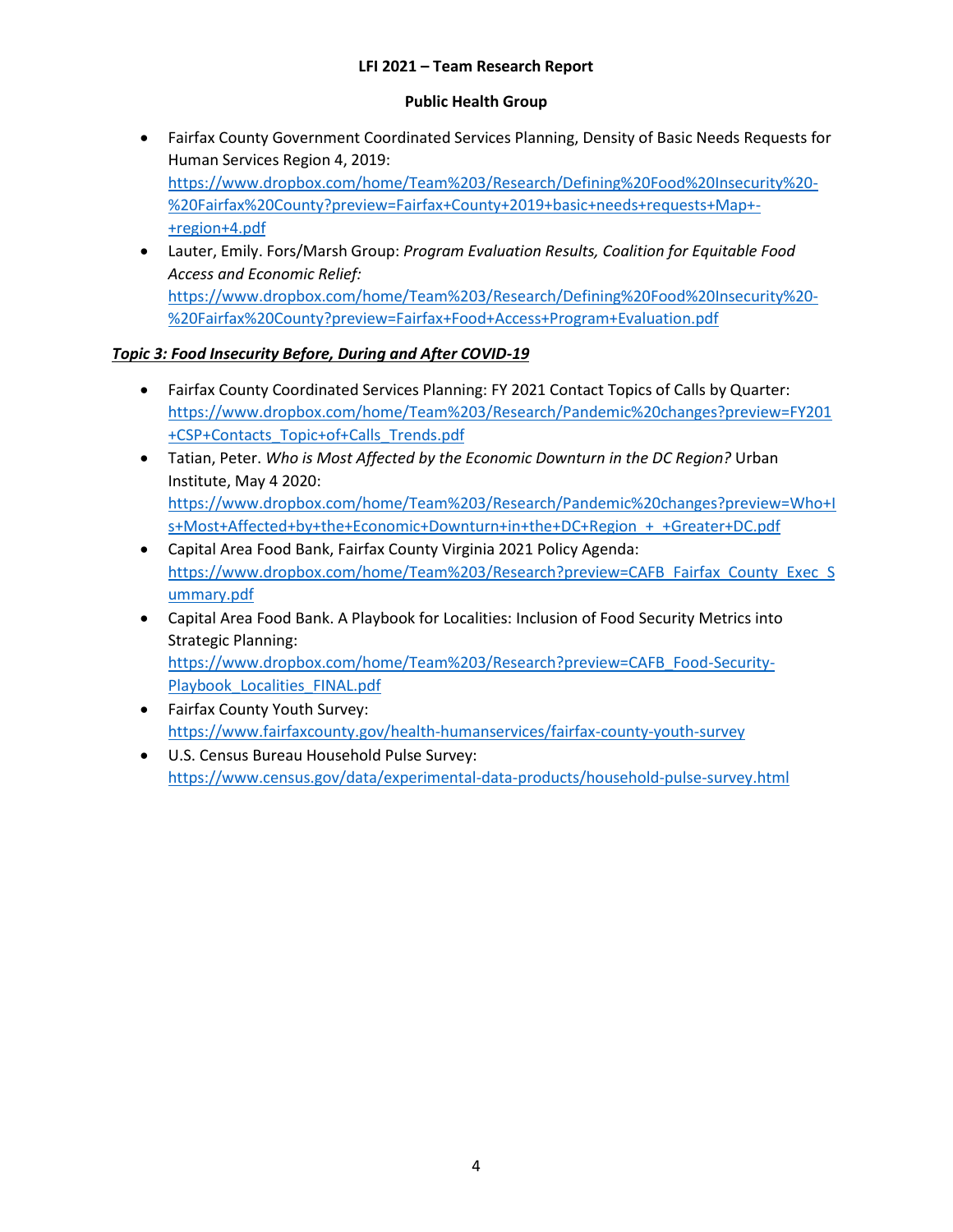- Fairfax County Government Coordinated Services Planning, Density of Basic Needs Requests for Human Services Region 4, 2019: https://www.dropbox.com/home/Team%203/Research/Defining%20Food%20Insecurity%20-%20Fairfax%20County?preview=Fairfax+County+2019+basic+needs+requests+Map+-+region+4.pdf
- Lauter, Emily. Fors/Marsh Group: *Program Evaluation Results, Coalition for Equitable Food Access and Economic Relief:* https://www.dropbox.com/home/Team%203/Research/Defining%20Food%20Insecurity%20-%20Fairfax%20County?preview=Fairfax+Food+Access+Program+Evaluation.pdf

***Topic 3: Food Insecurity Before, During and After COVID-19***

- Fairfax County Coordinated Services Planning: FY 2021 Contact Topics of Calls by Quarter: https://www.dropbox.com/home/Team%203/Research/Pandemic%20changes?preview=FY201+CSP+Contacts_Topic+of+Calls_Trends.pdf
- Tatian, Peter. *Who is Most Affected by the Economic Downturn in the DC Region?* Urban Institute, May 4 2020: https://www.dropbox.com/home/Team%203/Research/Pandemic%20changes?preview=Who+Is+Most+Affected+by+the+Economic+Downturn+in+the+DC+Region_+_+Greater+DC.pdf
- Capital Area Food Bank, Fairfax County Virginia 2021 Policy Agenda: https://www.dropbox.com/home/Team%203/Research?preview=CAFB_Fairfax_County_Exec_Summary.pdf
- Capital Area Food Bank. A Playbook for Localities: Inclusion of Food Security Metrics into Strategic Planning: https://www.dropbox.com/home/Team%203/Research?preview=CAFB_Food-Security-Playbook_Localities_FINAL.pdf
- Fairfax County Youth Survey: https://www.fairfaxcounty.gov/health-humanservices/fairfax-county-youth-survey
- U.S. Census Bureau Household Pulse Survey: https://www.census.gov/data/experimental-data-products/household-pulse-survey.html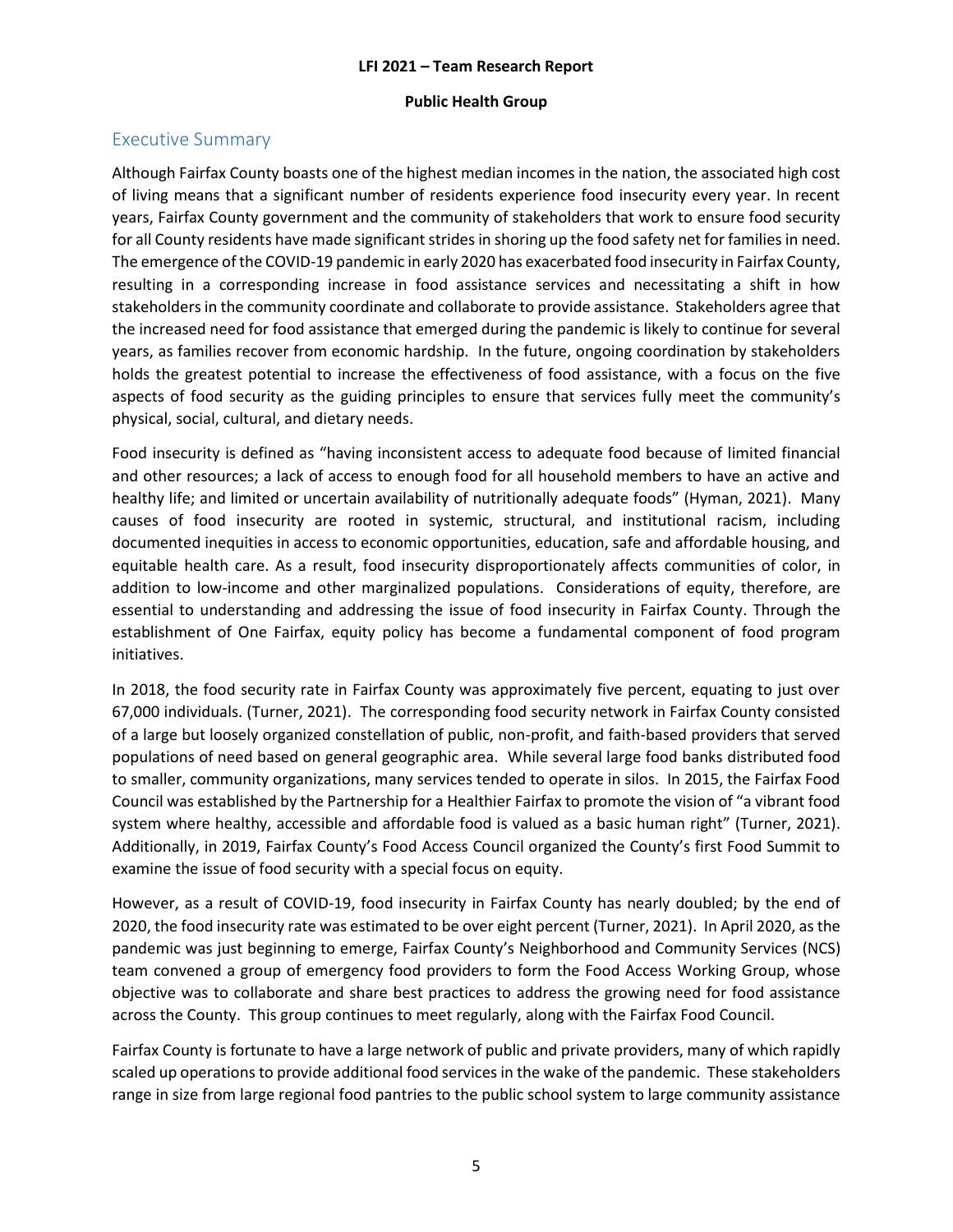## Executive Summary

Although Fairfax County boasts one of the highest median incomes in the nation, the associated high cost of living means that a significant number of residents experience food insecurity every year. In recent years, Fairfax County government and the community of stakeholders that work to ensure food security for all County residents have made significant strides in shoring up the food safety net for families in need. The emergence of the COVID-19 pandemic in early 2020 has exacerbated food insecurity in Fairfax County, resulting in a corresponding increase in food assistance services and necessitating a shift in how stakeholders in the community coordinate and collaborate to provide assistance. Stakeholders agree that the increased need for food assistance that emerged during the pandemic is likely to continue for several years, as families recover from economic hardship. In the future, ongoing coordination by stakeholders holds the greatest potential to increase the effectiveness of food assistance, with a focus on the five aspects of food security as the guiding principles to ensure that services fully meet the community's physical, social, cultural, and dietary needs.

Food insecurity is defined as "having inconsistent access to adequate food because of limited financial and other resources; a lack of access to enough food for all household members to have an active and healthy life; and limited or uncertain availability of nutritionally adequate foods" (Hyman, 2021). Many causes of food insecurity are rooted in systemic, structural, and institutional racism, including documented inequities in access to economic opportunities, education, safe and affordable housing, and equitable health care. As a result, food insecurity disproportionately affects communities of color, in addition to low-income and other marginalized populations. Considerations of equity, therefore, are essential to understanding and addressing the issue of food insecurity in Fairfax County. Through the establishment of One Fairfax, equity policy has become a fundamental component of food program initiatives.

In 2018, the food security rate in Fairfax County was approximately five percent, equating to just over 67,000 individuals. (Turner, 2021). The corresponding food security network in Fairfax County consisted of a large but loosely organized constellation of public, non-profit, and faith-based providers that served populations of need based on general geographic area. While several large food banks distributed food to smaller, community organizations, many services tended to operate in silos. In 2015, the Fairfax Food Council was established by the Partnership for a Healthier Fairfax to promote the vision of "a vibrant food system where healthy, accessible and affordable food is valued as a basic human right" (Turner, 2021). Additionally, in 2019, Fairfax County's Food Access Council organized the County's first Food Summit to examine the issue of food security with a special focus on equity.

However, as a result of COVID-19, food insecurity in Fairfax County has nearly doubled; by the end of 2020, the food insecurity rate was estimated to be over eight percent (Turner, 2021). In April 2020, as the pandemic was just beginning to emerge, Fairfax County's Neighborhood and Community Services (NCS) team convened a group of emergency food providers to form the Food Access Working Group, whose objective was to collaborate and share best practices to address the growing need for food assistance across the County. This group continues to meet regularly, along with the Fairfax Food Council.

Fairfax County is fortunate to have a large network of public and private providers, many of which rapidly scaled up operations to provide additional food services in the wake of the pandemic. These stakeholders range in size from large regional food pantries to the public school system to large community assistance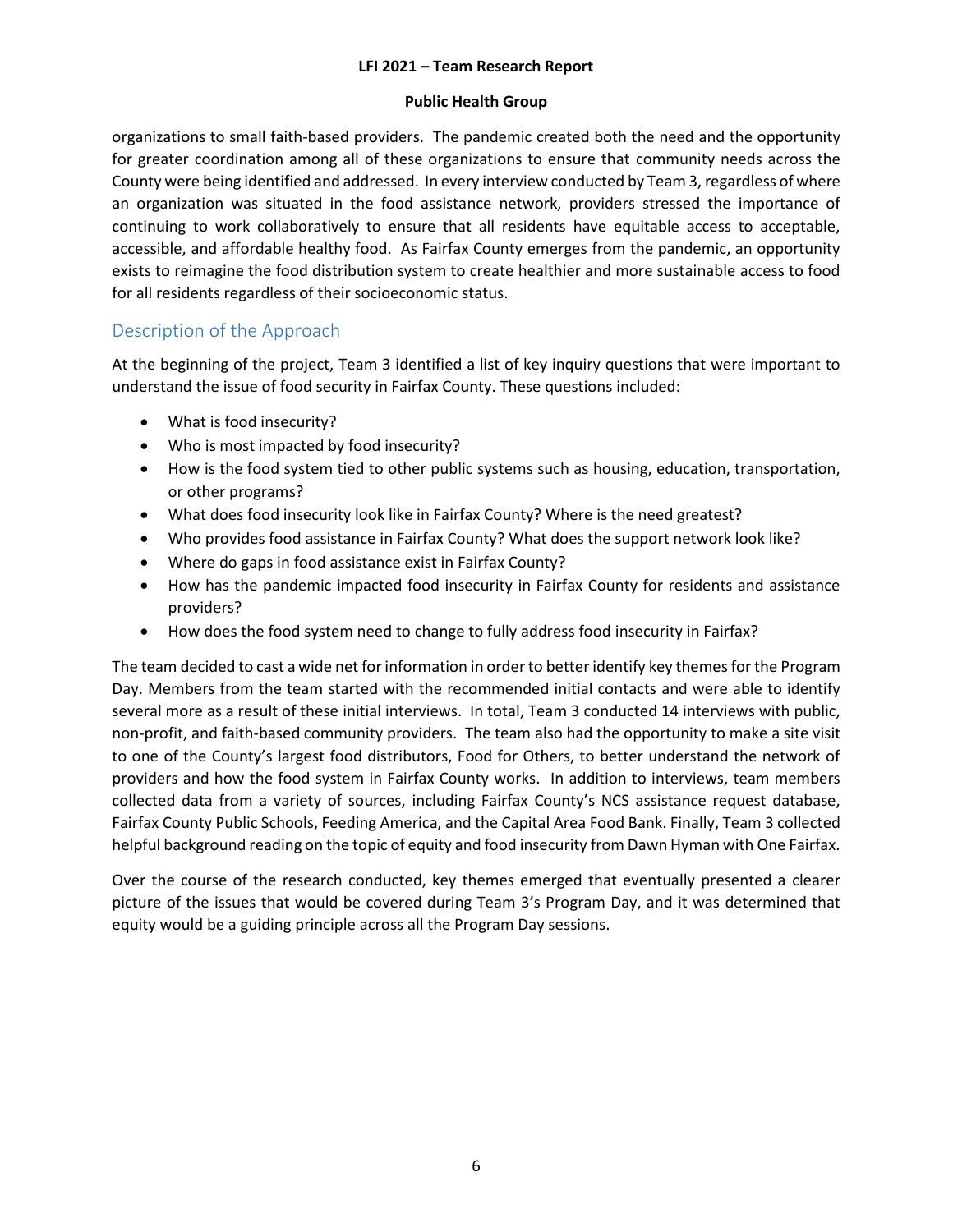organizations to small faith-based providers. The pandemic created both the need and the opportunity for greater coordination among all of these organizations to ensure that community needs across the County were being identified and addressed. In every interview conducted by Team 3, regardless of where an organization was situated in the food assistance network, providers stressed the importance of continuing to work collaboratively to ensure that all residents have equitable access to acceptable, accessible, and affordable healthy food. As Fairfax County emerges from the pandemic, an opportunity exists to reimagine the food distribution system to create healthier and more sustainable access to food for all residents regardless of their socioeconomic status.

## Description of the Approach

At the beginning of the project, Team 3 identified a list of key inquiry questions that were important to understand the issue of food security in Fairfax County. These questions included:

- What is food insecurity?
- Who is most impacted by food insecurity?
- How is the food system tied to other public systems such as housing, education, transportation, or other programs?
- What does food insecurity look like in Fairfax County? Where is the need greatest?
- Who provides food assistance in Fairfax County? What does the support network look like?
- Where do gaps in food assistance exist in Fairfax County?
- How has the pandemic impacted food insecurity in Fairfax County for residents and assistance providers?
- How does the food system need to change to fully address food insecurity in Fairfax?

The team decided to cast a wide net for information in order to better identify key themes for the Program Day. Members from the team started with the recommended initial contacts and were able to identify several more as a result of these initial interviews. In total, Team 3 conducted 14 interviews with public, non-profit, and faith-based community providers. The team also had the opportunity to make a site visit to one of the County's largest food distributors, Food for Others, to better understand the network of providers and how the food system in Fairfax County works. In addition to interviews, team members collected data from a variety of sources, including Fairfax County's NCS assistance request database, Fairfax County Public Schools, Feeding America, and the Capital Area Food Bank. Finally, Team 3 collected helpful background reading on the topic of equity and food insecurity from Dawn Hyman with One Fairfax.

Over the course of the research conducted, key themes emerged that eventually presented a clearer picture of the issues that would be covered during Team 3's Program Day, and it was determined that equity would be a guiding principle across all the Program Day sessions.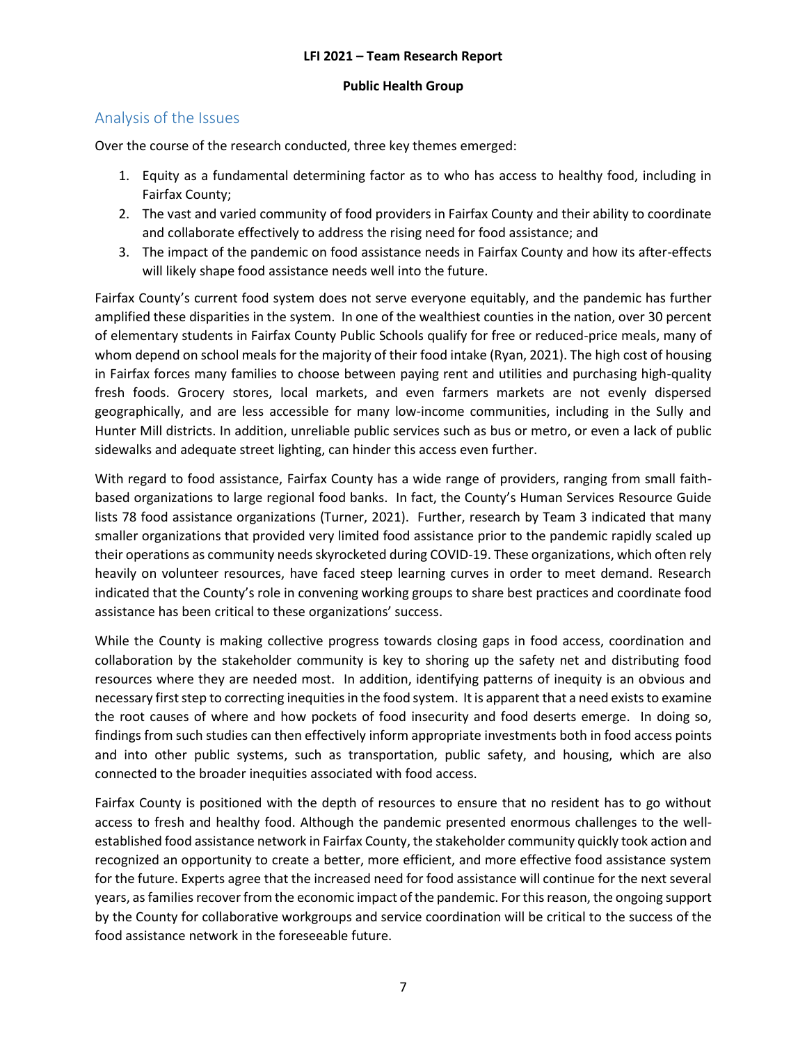## Analysis of the Issues

Over the course of the research conducted, three key themes emerged:

1. Equity as a fundamental determining factor as to who has access to healthy food, including in Fairfax County;
2. The vast and varied community of food providers in Fairfax County and their ability to coordinate and collaborate effectively to address the rising need for food assistance; and
3. The impact of the pandemic on food assistance needs in Fairfax County and how its after-effects will likely shape food assistance needs well into the future.

Fairfax County's current food system does not serve everyone equitably, and the pandemic has further amplified these disparities in the system. In one of the wealthiest counties in the nation, over 30 percent of elementary students in Fairfax County Public Schools qualify for free or reduced-price meals, many of whom depend on school meals for the majority of their food intake (Ryan, 2021). The high cost of housing in Fairfax forces many families to choose between paying rent and utilities and purchasing high-quality fresh foods. Grocery stores, local markets, and even farmers markets are not evenly dispersed geographically, and are less accessible for many low-income communities, including in the Sully and Hunter Mill districts. In addition, unreliable public services such as bus or metro, or even a lack of public sidewalks and adequate street lighting, can hinder this access even further.

With regard to food assistance, Fairfax County has a wide range of providers, ranging from small faith-based organizations to large regional food banks. In fact, the County's Human Services Resource Guide lists 78 food assistance organizations (Turner, 2021). Further, research by Team 3 indicated that many smaller organizations that provided very limited food assistance prior to the pandemic rapidly scaled up their operations as community needs skyrocketed during COVID-19. These organizations, which often rely heavily on volunteer resources, have faced steep learning curves in order to meet demand. Research indicated that the County's role in convening working groups to share best practices and coordinate food assistance has been critical to these organizations' success.

While the County is making collective progress towards closing gaps in food access, coordination and collaboration by the stakeholder community is key to shoring up the safety net and distributing food resources where they are needed most. In addition, identifying patterns of inequity is an obvious and necessary first step to correcting inequities in the food system. It is apparent that a need exists to examine the root causes of where and how pockets of food insecurity and food deserts emerge. In doing so, findings from such studies can then effectively inform appropriate investments both in food access points and into other public systems, such as transportation, public safety, and housing, which are also connected to the broader inequities associated with food access.

Fairfax County is positioned with the depth of resources to ensure that no resident has to go without access to fresh and healthy food. Although the pandemic presented enormous challenges to the well-established food assistance network in Fairfax County, the stakeholder community quickly took action and recognized an opportunity to create a better, more efficient, and more effective food assistance system for the future. Experts agree that the increased need for food assistance will continue for the next several years, as families recover from the economic impact of the pandemic. For this reason, the ongoing support by the County for collaborative workgroups and service coordination will be critical to the success of the food assistance network in the foreseeable future.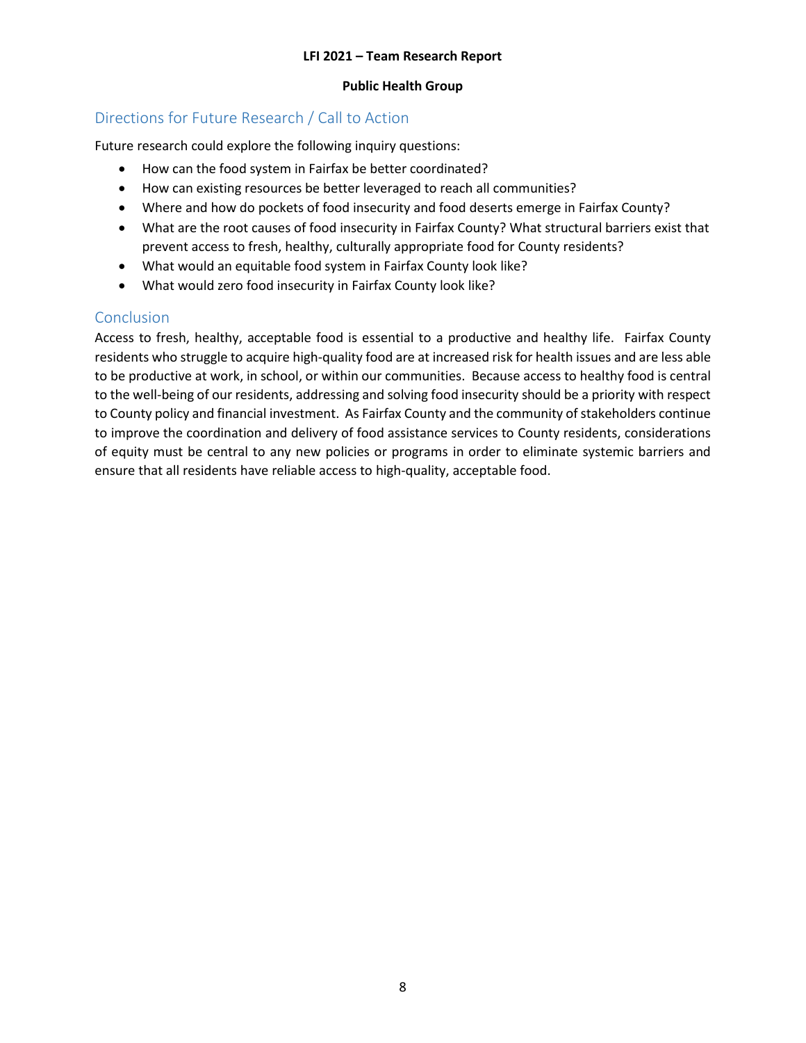## Directions for Future Research / Call to Action

Future research could explore the following inquiry questions:

- How can the food system in Fairfax be better coordinated?
- How can existing resources be better leveraged to reach all communities?
- Where and how do pockets of food insecurity and food deserts emerge in Fairfax County?
- What are the root causes of food insecurity in Fairfax County? What structural barriers exist that prevent access to fresh, healthy, culturally appropriate food for County residents?
- What would an equitable food system in Fairfax County look like?
- What would zero food insecurity in Fairfax County look like?

## Conclusion

Access to fresh, healthy, acceptable food is essential to a productive and healthy life. Fairfax County residents who struggle to acquire high-quality food are at increased risk for health issues and are less able to be productive at work, in school, or within our communities. Because access to healthy food is central to the well-being of our residents, addressing and solving food insecurity should be a priority with respect to County policy and financial investment. As Fairfax County and the community of stakeholders continue to improve the coordination and delivery of food assistance services to County residents, considerations of equity must be central to any new policies or programs in order to eliminate systemic barriers and ensure that all residents have reliable access to high-quality, acceptable food.